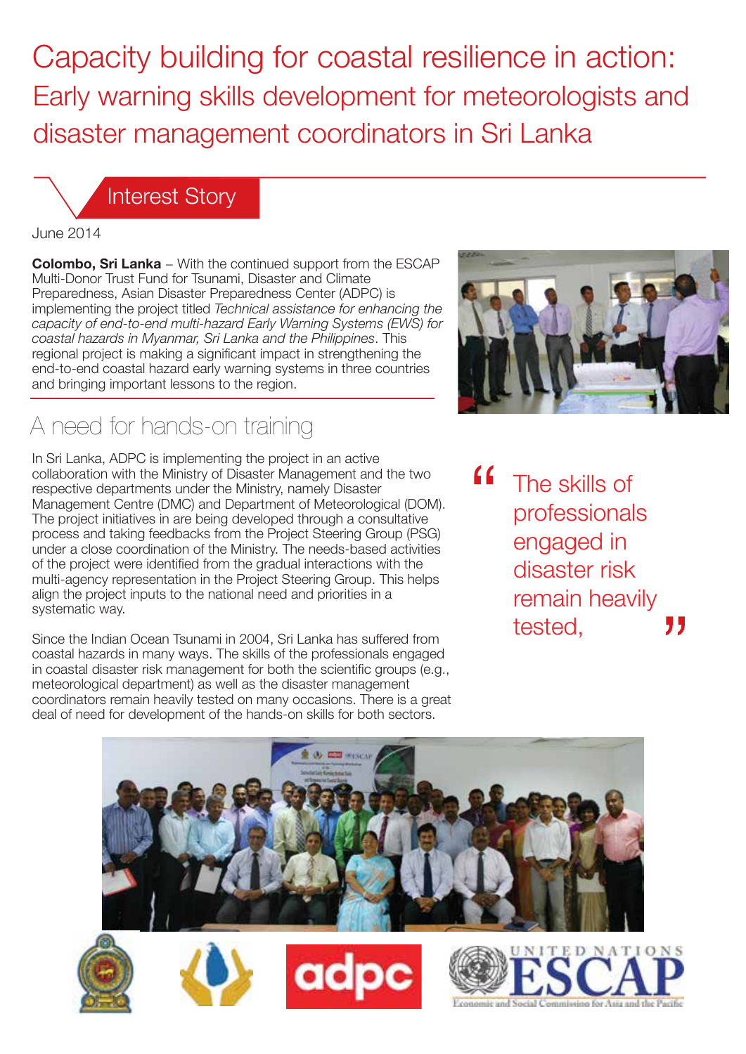# Capacity building for coastal resilience in action:
## Early warning skills development for meteorologists and disaster management coordinators in Sri Lanka

Interest Story

June 2014

**Colombo, Sri Lanka** – With the continued support from the ESCAP Multi-Donor Trust Fund for Tsunami, Disaster and Climate Preparedness, Asian Disaster Preparedness Center (ADPC) is implementing the project titled *Technical assistance for enhancing the capacity of end-to-end multi-hazard Early Warning Systems (EWS) for coastal hazards in Myanmar, Sri Lanka and the Philippines*. This regional project is making a significant impact in strengthening the end-to-end coastal hazard early warning systems in three countries and bringing important lessons to the region.

## A need for hands-on training

In Sri Lanka, ADPC is implementing the project in an active collaboration with the Ministry of Disaster Management and the two respective departments under the Ministry, namely Disaster Management Centre (DMC) and Department of Meteorological (DOM). The project initiatives in are being developed through a consultative process and taking feedbacks from the Project Steering Group (PSG) under a close coordination of the Ministry. The needs-based activities of the project were identified from the gradual interactions with the multi-agency representation in the Project Steering Group. This helps align the project inputs to the national need and priorities in a systematic way.

Since the Indian Ocean Tsunami in 2004, Sri Lanka has suffered from coastal hazards in many ways. The skills of the professionals engaged in coastal disaster risk management for both the scientific groups (e.g., meteorological department) as well as the disaster management coordinators remain heavily tested on many occasions. There is a great deal of need for development of the hands-on skills for both sectors.

> "The skills of professionals engaged in disaster risk remain heavily tested,"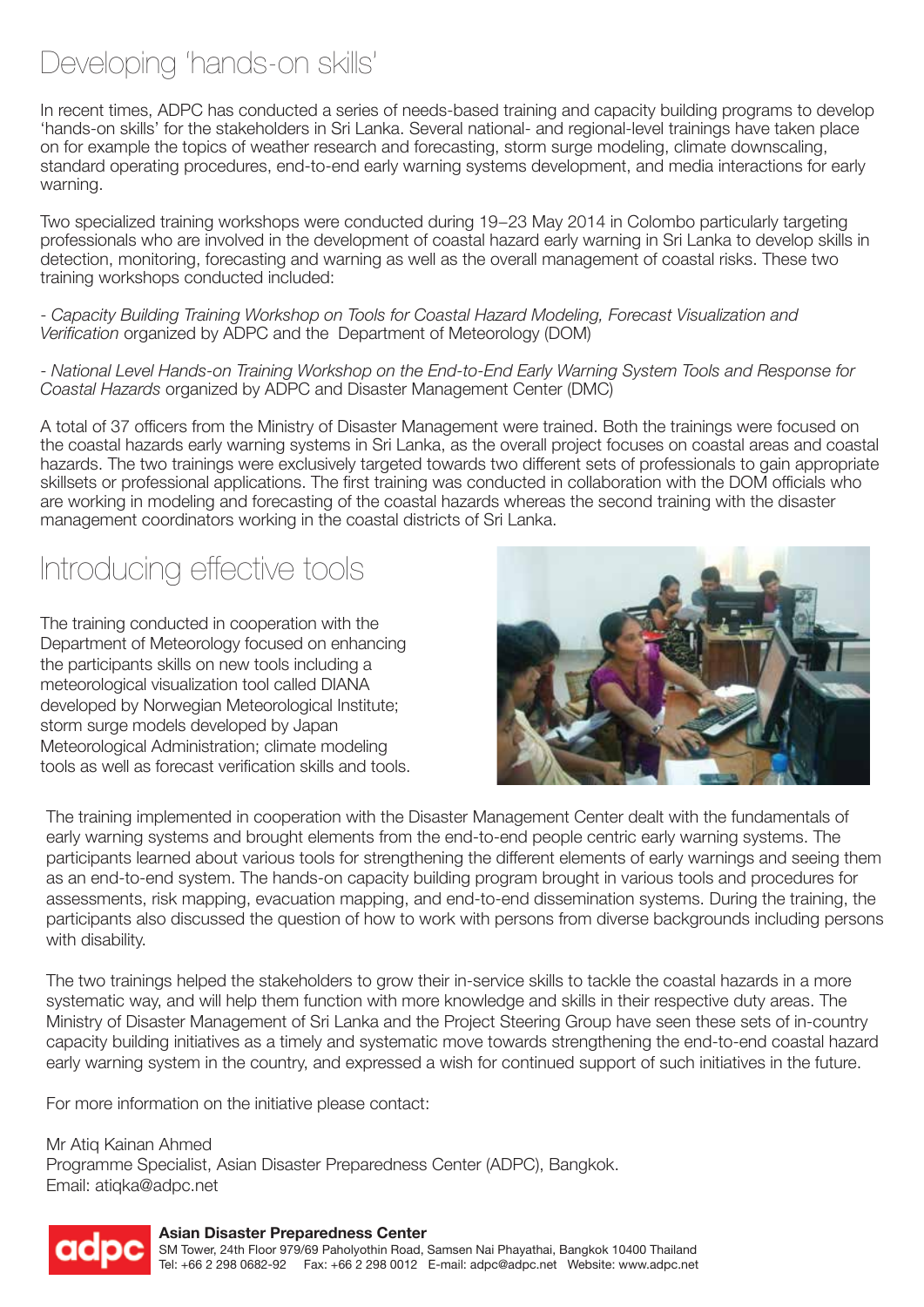# Developing 'hands-on skills'

In recent times, ADPC has conducted a series of needs-based training and capacity building programs to develop 'hands-on skills' for the stakeholders in Sri Lanka. Several national- and regional-level trainings have taken place on for example the topics of weather research and forecasting, storm surge modeling, climate downscaling, standard operating procedures, end-to-end early warning systems development, and media interactions for early warning.

Two specialized training workshops were conducted during 19–23 May 2014 in Colombo particularly targeting professionals who are involved in the development of coastal hazard early warning in Sri Lanka to develop skills in detection, monitoring, forecasting and warning as well as the overall management of coastal risks. These two training workshops conducted included:

- *Capacity Building Training Workshop on Tools for Coastal Hazard Modeling, Forecast Visualization and Verification* organized by ADPC and the Department of Meteorology (DOM)

- *National Level Hands-on Training Workshop on the End-to-End Early Warning System Tools and Response for Coastal Hazards* organized by ADPC and Disaster Management Center (DMC)

A total of 37 officers from the Ministry of Disaster Management were trained. Both the trainings were focused on the coastal hazards early warning systems in Sri Lanka, as the overall project focuses on coastal areas and coastal hazards. The two trainings were exclusively targeted towards two different sets of professionals to gain appropriate skillsets or professional applications. The first training was conducted in collaboration with the DOM officials who are working in modeling and forecasting of the coastal hazards whereas the second training with the disaster management coordinators working in the coastal districts of Sri Lanka.

# Introducing effective tools

The training conducted in cooperation with the Department of Meteorology focused on enhancing the participants skills on new tools including a meteorological visualization tool called DIANA developed by Norwegian Meteorological Institute; storm surge models developed by Japan Meteorological Administration; climate modeling tools as well as forecast verification skills and tools.

The training implemented in cooperation with the Disaster Management Center dealt with the fundamentals of early warning systems and brought elements from the end-to-end people centric early warning systems. The participants learned about various tools for strengthening the different elements of early warnings and seeing them as an end-to-end system. The hands-on capacity building program brought in various tools and procedures for assessments, risk mapping, evacuation mapping, and end-to-end dissemination systems. During the training, the participants also discussed the question of how to work with persons from diverse backgrounds including persons with disability.

The two trainings helped the stakeholders to grow their in-service skills to tackle the coastal hazards in a more systematic way, and will help them function with more knowledge and skills in their respective duty areas. The Ministry of Disaster Management of Sri Lanka and the Project Steering Group have seen these sets of in-country capacity building initiatives as a timely and systematic move towards strengthening the end-to-end coastal hazard early warning system in the country, and expressed a wish for continued support of such initiatives in the future.

For more information on the initiative please contact:

Mr Atiq Kainan Ahmed
Programme Specialist, Asian Disaster Preparedness Center (ADPC), Bangkok.
Email: atiqka@adpc.net

**Asian Disaster Preparedness Center**
SM Tower, 24th Floor 979/69 Paholyothin Road, Samsen Nai Phayathai, Bangkok 10400 Thailand
Tel: +66 2 298 0682-92 Fax: +66 2 298 0012 E-mail: adpc@adpc.net Website: www.adpc.net